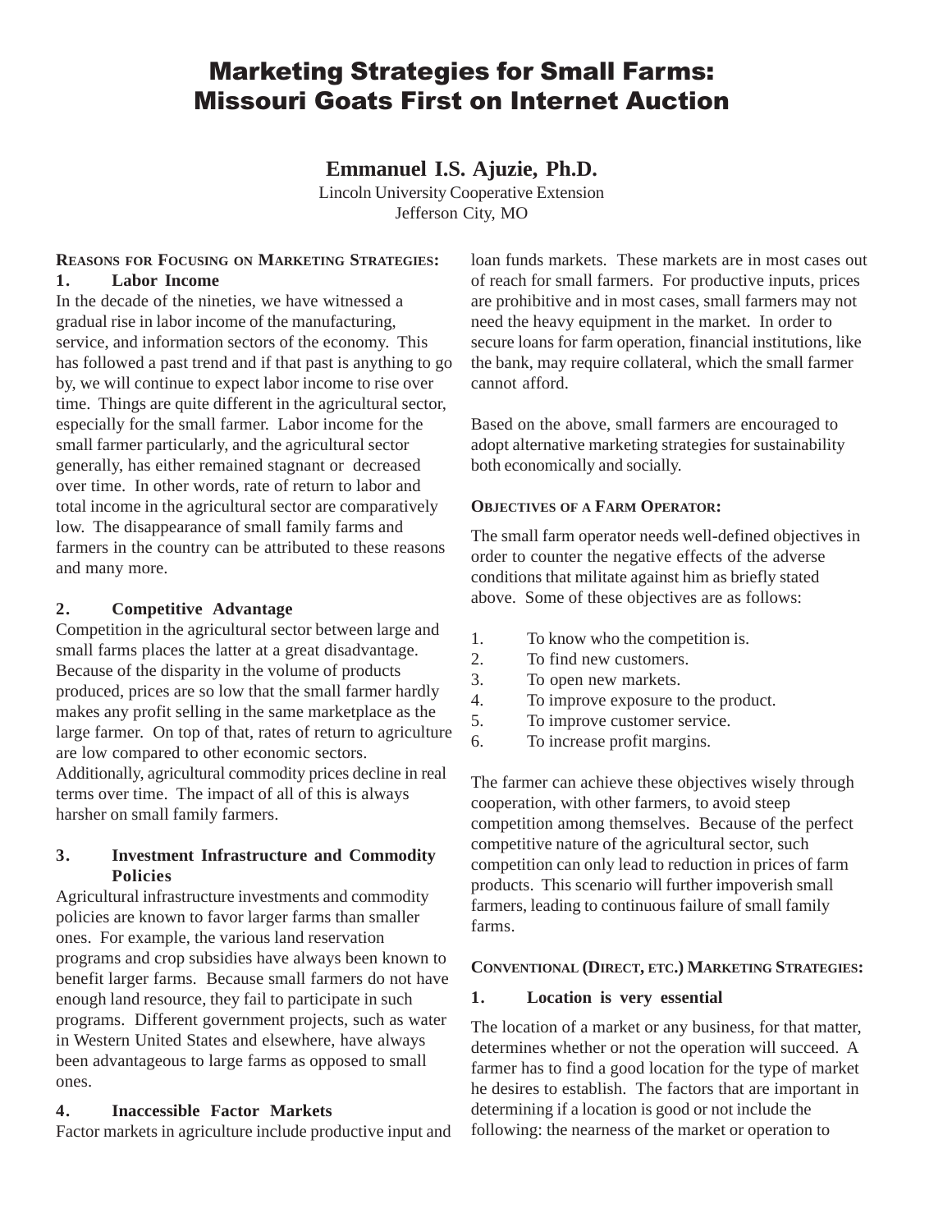# Marketing Strategies for Small Farms: Missouri Goats First on Internet Auction

**Emmanuel I.S. Ajuzie, Ph.D.**
Lincoln University Cooperative Extension
Jefferson City, MO

## Reasons for Focusing on Marketing Strategies:

### 1. Labor Income

In the decade of the nineties, we have witnessed a gradual rise in labor income of the manufacturing, service, and information sectors of the economy. This has followed a past trend and if that past is anything to go by, we will continue to expect labor income to rise over time. Things are quite different in the agricultural sector, especially for the small farmer. Labor income for the small farmer particularly, and the agricultural sector generally, has either remained stagnant or decreased over time. In other words, rate of return to labor and total income in the agricultural sector are comparatively low. The disappearance of small family farms and farmers in the country can be attributed to these reasons and many more.

### 2. Competitive Advantage

Competition in the agricultural sector between large and small farms places the latter at a great disadvantage. Because of the disparity in the volume of products produced, prices are so low that the small farmer hardly makes any profit selling in the same marketplace as the large farmer. On top of that, rates of return to agriculture are low compared to other economic sectors. Additionally, agricultural commodity prices decline in real terms over time. The impact of all of this is always harsher on small family farmers.

### 3. Investment Infrastructure and Commodity Policies

Agricultural infrastructure investments and commodity policies are known to favor larger farms than smaller ones. For example, the various land reservation programs and crop subsidies have always been known to benefit larger farms. Because small farmers do not have enough land resource, they fail to participate in such programs. Different government projects, such as water in Western United States and elsewhere, have always been advantageous to large farms as opposed to small ones.

### 4. Inaccessible Factor Markets

Factor markets in agriculture include productive input and loan funds markets. These markets are in most cases out of reach for small farmers. For productive inputs, prices are prohibitive and in most cases, small farmers may not need the heavy equipment in the market. In order to secure loans for farm operation, financial institutions, like the bank, may require collateral, which the small farmer cannot afford.

Based on the above, small farmers are encouraged to adopt alternative marketing strategies for sustainability both economically and socially.

## Objectives of a Farm Operator:

The small farm operator needs well-defined objectives in order to counter the negative effects of the adverse conditions that militate against him as briefly stated above. Some of these objectives are as follows:

1. To know who the competition is.
2. To find new customers.
3. To open new markets.
4. To improve exposure to the product.
5. To improve customer service.
6. To increase profit margins.

The farmer can achieve these objectives wisely through cooperation, with other farmers, to avoid steep competition among themselves. Because of the perfect competitive nature of the agricultural sector, such competition can only lead to reduction in prices of farm products. This scenario will further impoverish small farmers, leading to continuous failure of small family farms.

## Conventional (Direct, etc.) Marketing Strategies:

### 1. Location is very essential

The location of a market or any business, for that matter, determines whether or not the operation will succeed. A farmer has to find a good location for the type of market he desires to establish. The factors that are important in determining if a location is good or not include the following: the nearness of the market or operation to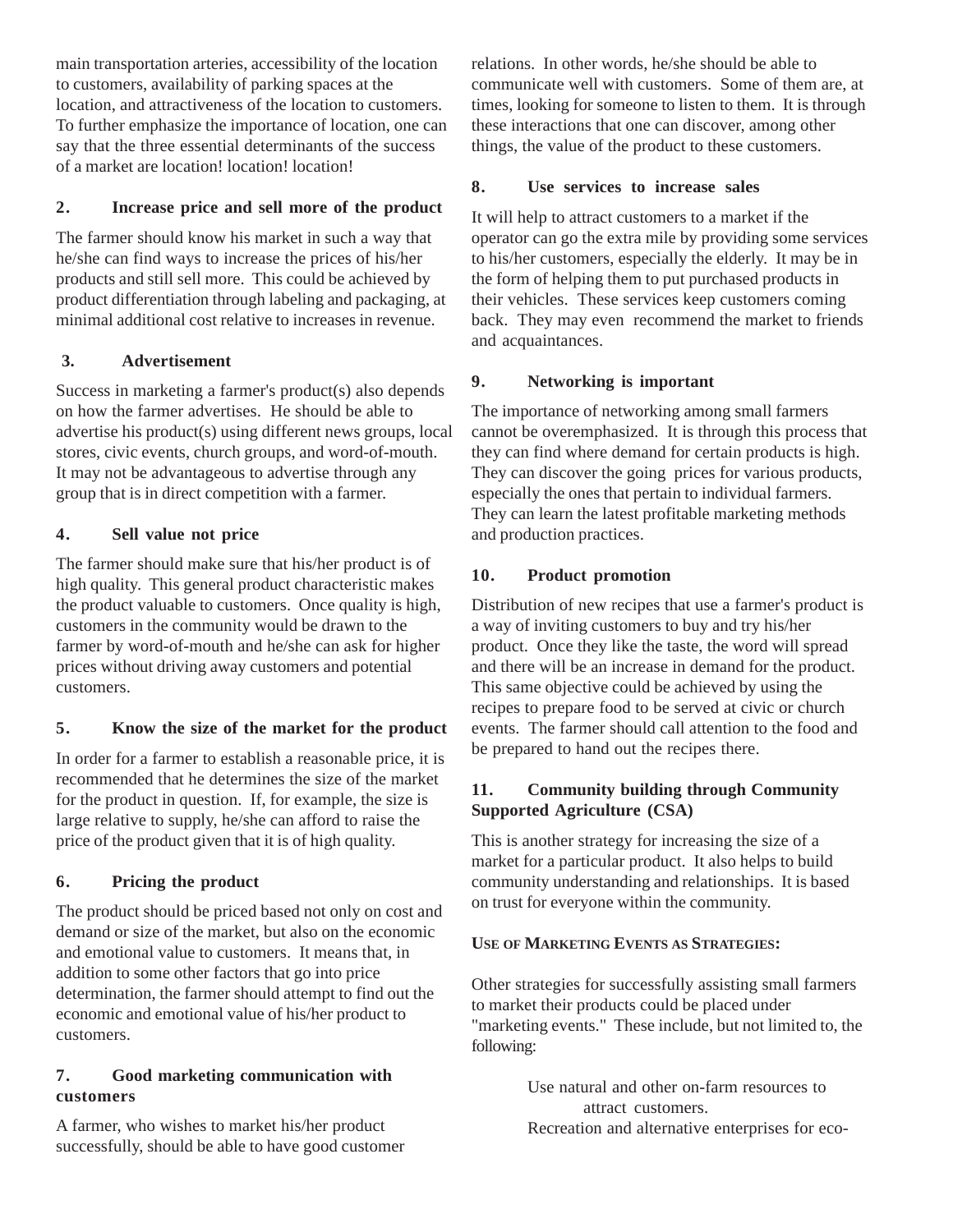main transportation arteries, accessibility of the location to customers, availability of parking spaces at the location, and attractiveness of the location to customers. To further emphasize the importance of location, one can say that the three essential determinants of the success of a market are location! location! location!

### 2. Increase price and sell more of the product

The farmer should know his market in such a way that he/she can find ways to increase the prices of his/her products and still sell more. This could be achieved by product differentiation through labeling and packaging, at minimal additional cost relative to increases in revenue.

### 3. Advertisement

Success in marketing a farmer's product(s) also depends on how the farmer advertises. He should be able to advertise his product(s) using different news groups, local stores, civic events, church groups, and word-of-mouth. It may not be advantageous to advertise through any group that is in direct competition with a farmer.

### 4. Sell value not price

The farmer should make sure that his/her product is of high quality. This general product characteristic makes the product valuable to customers. Once quality is high, customers in the community would be drawn to the farmer by word-of-mouth and he/she can ask for higher prices without driving away customers and potential customers.

### 5. Know the size of the market for the product

In order for a farmer to establish a reasonable price, it is recommended that he determines the size of the market for the product in question. If, for example, the size is large relative to supply, he/she can afford to raise the price of the product given that it is of high quality.

### 6. Pricing the product

The product should be priced based not only on cost and demand or size of the market, but also on the economic and emotional value to customers. It means that, in addition to some other factors that go into price determination, the farmer should attempt to find out the economic and emotional value of his/her product to customers.

### 7. Good marketing communication with customers

A farmer, who wishes to market his/her product successfully, should be able to have good customer relations. In other words, he/she should be able to communicate well with customers. Some of them are, at times, looking for someone to listen to them. It is through these interactions that one can discover, among other things, the value of the product to these customers.

### 8. Use services to increase sales

It will help to attract customers to a market if the operator can go the extra mile by providing some services to his/her customers, especially the elderly. It may be in the form of helping them to put purchased products in their vehicles. These services keep customers coming back. They may even recommend the market to friends and acquaintances.

### 9. Networking is important

The importance of networking among small farmers cannot be overemphasized. It is through this process that they can find where demand for certain products is high. They can discover the going prices for various products, especially the ones that pertain to individual farmers. They can learn the latest profitable marketing methods and production practices.

### 10. Product promotion

Distribution of new recipes that use a farmer's product is a way of inviting customers to buy and try his/her product. Once they like the taste, the word will spread and there will be an increase in demand for the product. This same objective could be achieved by using the recipes to prepare food to be served at civic or church events. The farmer should call attention to the food and be prepared to hand out the recipes there.

### 11. Community building through Community Supported Agriculture (CSA)

This is another strategy for increasing the size of a market for a particular product. It also helps to build community understanding and relationships. It is based on trust for everyone within the community.

**USE OF MARKETING EVENTS AS STRATEGIES:**

Other strategies for successfully assisting small farmers to market their products could be placed under "marketing events." These include, but not limited to, the following:

- Use natural and other on-farm resources to attract customers.
- Recreation and alternative enterprises for eco-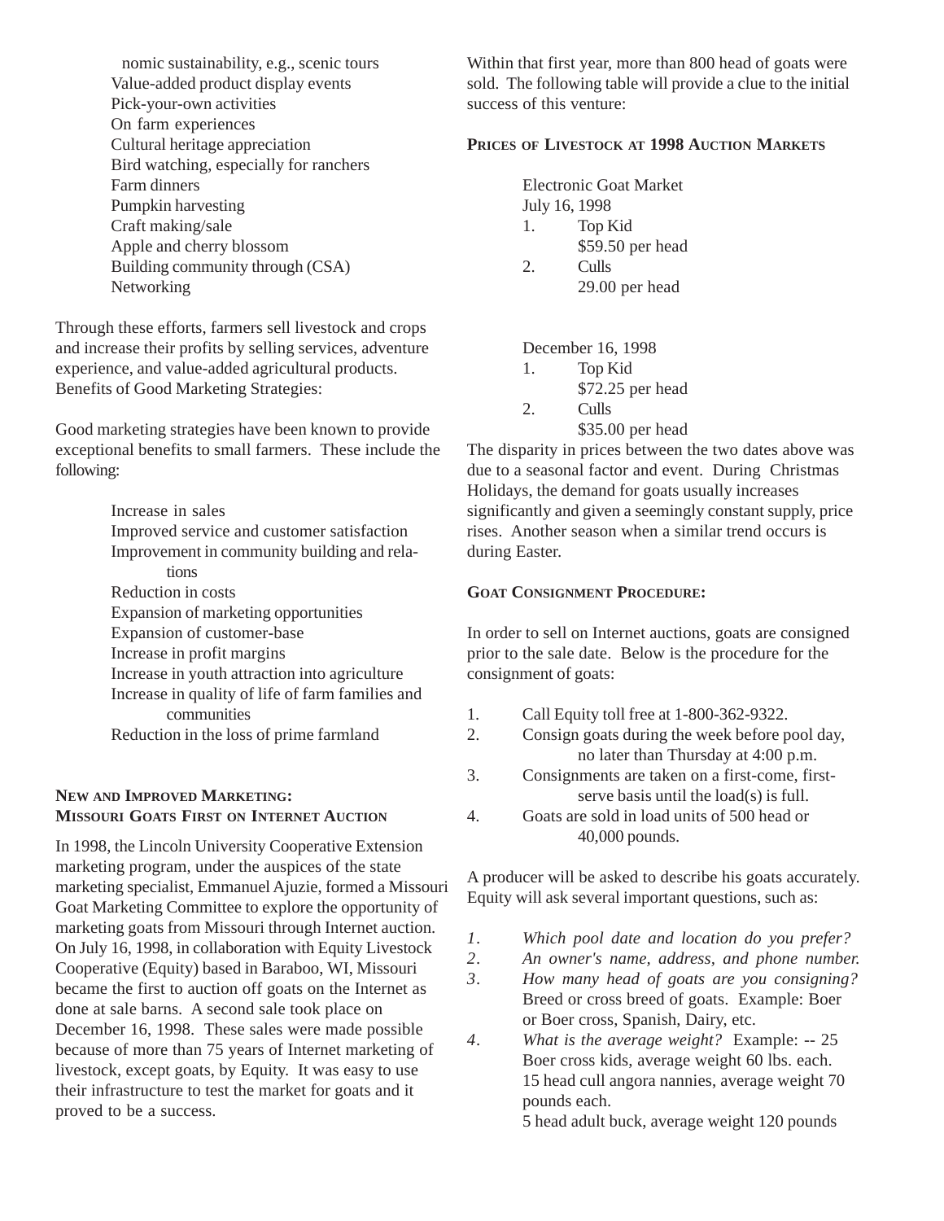nomic sustainability, e.g., scenic tours
Value-added product display events
Pick-your-own activities
On farm experiences
Cultural heritage appreciation
Bird watching, especially for ranchers
Farm dinners
Pumpkin harvesting
Craft making/sale
Apple and cherry blossom
Building community through (CSA)
Networking

Through these efforts, farmers sell livestock and crops and increase their profits by selling services, adventure experience, and value-added agricultural products. Benefits of Good Marketing Strategies:

Good marketing strategies have been known to provide exceptional benefits to small farmers. These include the following:

Increase in sales
Improved service and customer satisfaction
Improvement in community building and relations
Reduction in costs
Expansion of marketing opportunities
Expansion of customer-base
Increase in profit margins
Increase in youth attraction into agriculture
Increase in quality of life of farm families and communities
Reduction in the loss of prime farmland

## New and Improved Marketing: Missouri Goats First on Internet Auction

In 1998, the Lincoln University Cooperative Extension marketing program, under the auspices of the state marketing specialist, Emmanuel Ajuzie, formed a Missouri Goat Marketing Committee to explore the opportunity of marketing goats from Missouri through Internet auction. On July 16, 1998, in collaboration with Equity Livestock Cooperative (Equity) based in Baraboo, WI, Missouri became the first to auction off goats on the Internet as done at sale barns. A second sale took place on December 16, 1998. These sales were made possible because of more than 75 years of Internet marketing of livestock, except goats, by Equity. It was easy to use their infrastructure to test the market for goats and it proved to be a success.

Within that first year, more than 800 head of goats were sold. The following table will provide a clue to the initial success of this venture:

## Prices of Livestock at 1998 Auction Markets

Electronic Goat Market
July 16, 1998
1. Top Kid
   $59.50 per head
2. Culls
   29.00 per head

December 16, 1998
1. Top Kid
   $72.25 per head
2. Culls
   $35.00 per head

The disparity in prices between the two dates above was due to a seasonal factor and event. During Christmas Holidays, the demand for goats usually increases significantly and given a seemingly constant supply, price rises. Another season when a similar trend occurs is during Easter.

## Goat Consignment Procedure:

In order to sell on Internet auctions, goats are consigned prior to the sale date. Below is the procedure for the consignment of goats:

1. Call Equity toll free at 1-800-362-9322.
2. Consign goats during the week before pool day, no later than Thursday at 4:00 p.m.
3. Consignments are taken on a first-come, first-serve basis until the load(s) is full.
4. Goats are sold in load units of 500 head or 40,000 pounds.

A producer will be asked to describe his goats accurately. Equity will ask several important questions, such as:

1. *Which pool date and location do you prefer?*
2. *An owner's name, address, and phone number.*
3. *How many head of goats are you consigning?* Breed or cross breed of goats. Example: Boer or Boer cross, Spanish, Dairy, etc.
4. *What is the average weight?* Example: -- 25 Boer cross kids, average weight 60 lbs. each. 15 head cull angora nannies, average weight 70 pounds each.
   5 head adult buck, average weight 120 pounds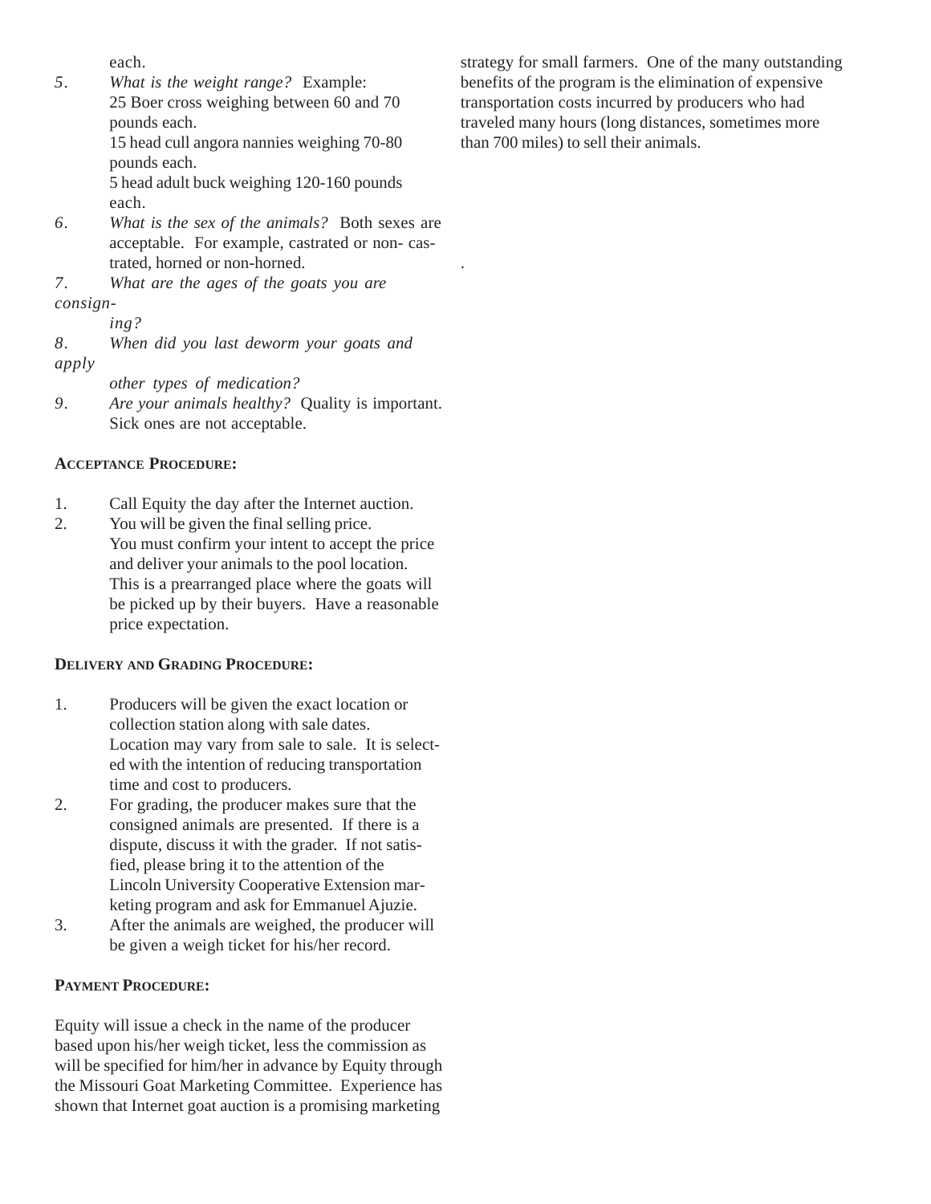each.

5. *What is the weight range?* Example:
   25 Boer cross weighing between 60 and 70 pounds each.
   15 head cull angora nannies weighing 70-80 pounds each.
   5 head adult buck weighing 120-160 pounds each.
6. *What is the sex of the animals?* Both sexes are acceptable. For example, castrated or non- castrated, horned or non-horned.
7. *What are the ages of the goats you are consigning?*
8. *When did you last deworm your goats and apply other types of medication?*
9. *Are your animals healthy?* Quality is important. Sick ones are not acceptable.

**ACCEPTANCE PROCEDURE:**

1. Call Equity the day after the Internet auction.
2. You will be given the final selling price. You must confirm your intent to accept the price and deliver your animals to the pool location. This is a prearranged place where the goats will be picked up by their buyers. Have a reasonable price expectation.

**DELIVERY AND GRADING PROCEDURE:**

1. Producers will be given the exact location or collection station along with sale dates. Location may vary from sale to sale. It is selected with the intention of reducing transportation time and cost to producers.
2. For grading, the producer makes sure that the consigned animals are presented. If there is a dispute, discuss it with the grader. If not satisfied, please bring it to the attention of the Lincoln University Cooperative Extension marketing program and ask for Emmanuel Ajuzie.
3. After the animals are weighed, the producer will be given a weigh ticket for his/her record.

**PAYMENT PROCEDURE:**

Equity will issue a check in the name of the producer based upon his/her weigh ticket, less the commission as will be specified for him/her in advance by Equity through the Missouri Goat Marketing Committee. Experience has shown that Internet goat auction is a promising marketing strategy for small farmers. One of the many outstanding benefits of the program is the elimination of expensive transportation costs incurred by producers who had traveled many hours (long distances, sometimes more than 700 miles) to sell their animals.